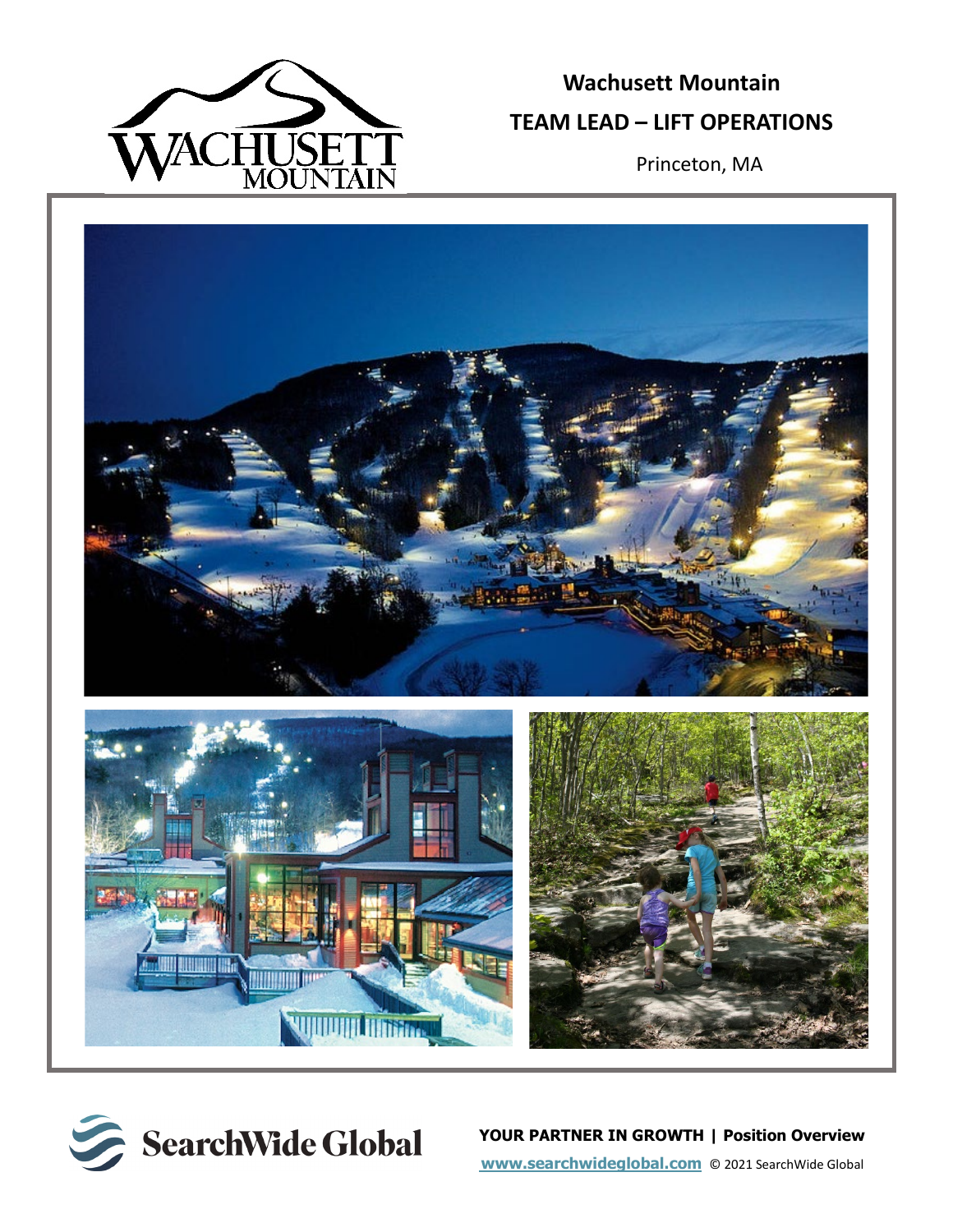# Wachusett Mountain

## TEAM LEAD – LIFT OPERATIONS

Princeton, MA

**YOUR PARTNER IN GROWTH | Position Overview**

**www.searchwideglobal.com** © 2021 SearchWide Global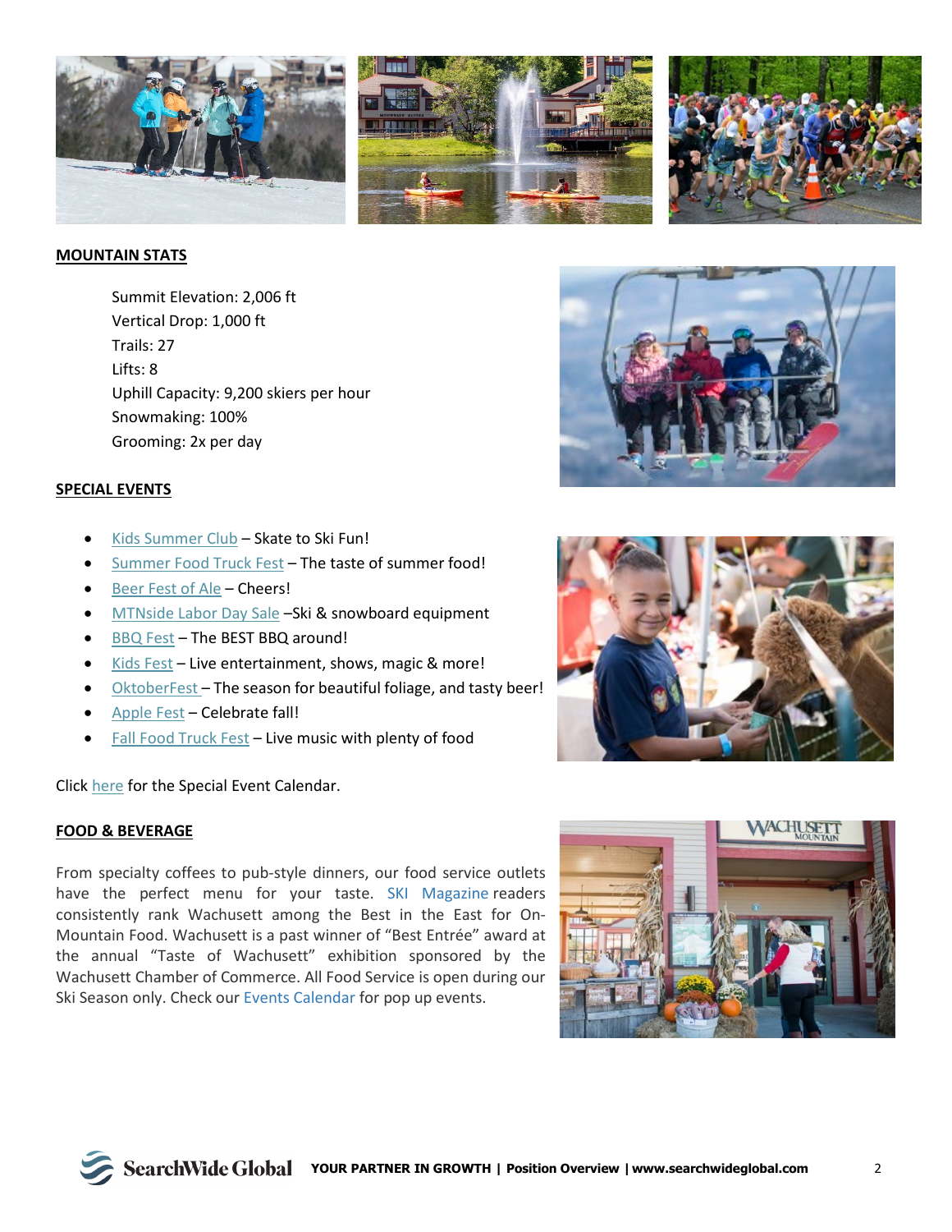**MOUNTAIN STATS**

Summit Elevation: 2,006 ft
Vertical Drop: 1,000 ft
Trails: 27
Lifts: 8
Uphill Capacity: 9,200 skiers per hour
Snowmaking: 100%
Grooming: 2x per day

**SPECIAL EVENTS**

- Kids Summer Club – Skate to Ski Fun!
- Summer Food Truck Fest – The taste of summer food!
- Beer Fest of Ale – Cheers!
- MTNside Labor Day Sale –Ski & snowboard equipment
- BBQ Fest – The BEST BBQ around!
- Kids Fest – Live entertainment, shows, magic & more!
- OktoberFest – The season for beautiful foliage, and tasty beer!
- Apple Fest – Celebrate fall!
- Fall Food Truck Fest – Live music with plenty of food

Click here for the Special Event Calendar.

**FOOD & BEVERAGE**

From specialty coffees to pub-style dinners, our food service outlets have the perfect menu for your taste. SKI Magazine readers consistently rank Wachusett among the Best in the East for On-Mountain Food. Wachusett is a past winner of "Best Entrée" award at the annual "Taste of Wachusett" exhibition sponsored by the Wachusett Chamber of Commerce. All Food Service is open during our Ski Season only. Check our Events Calendar for pop up events.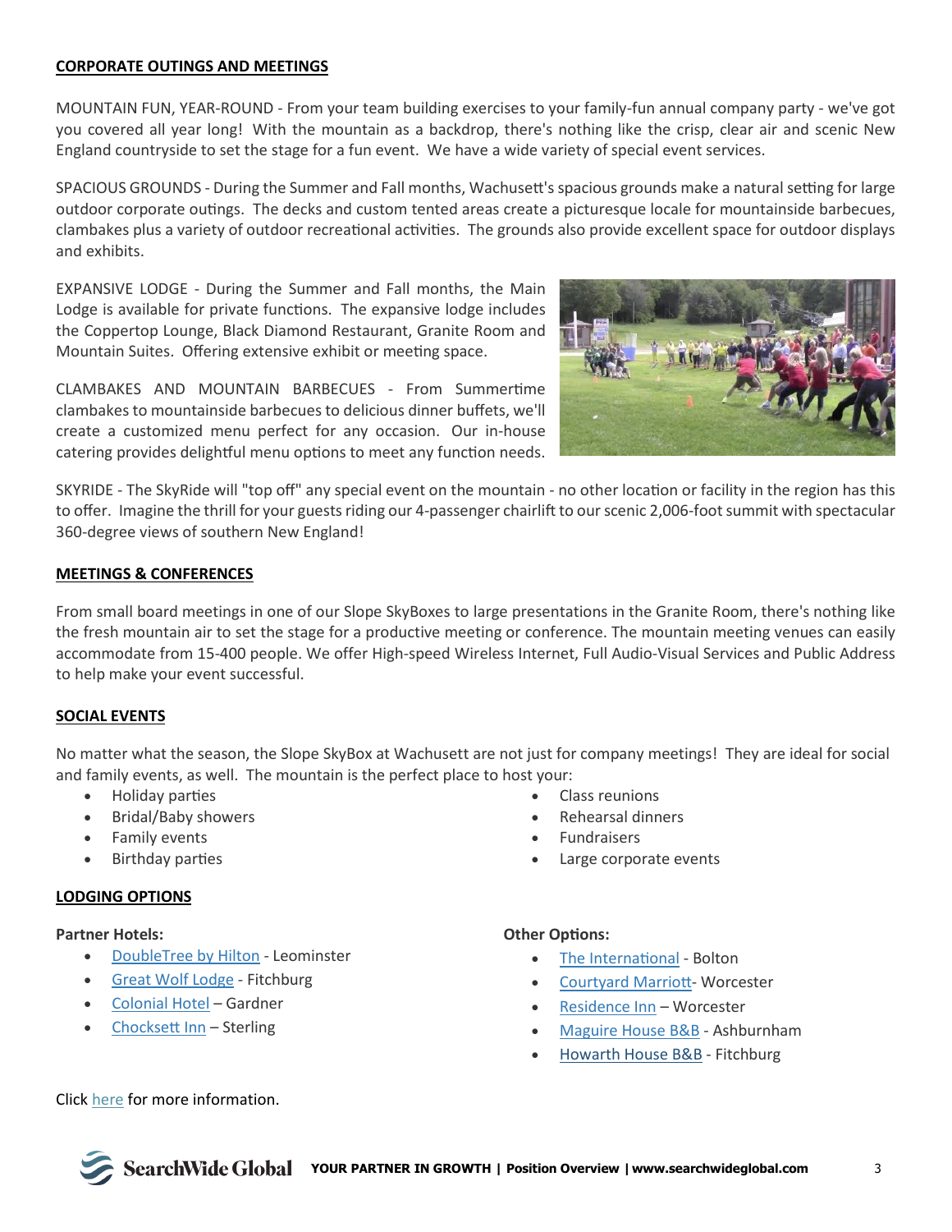## CORPORATE OUTINGS AND MEETINGS

MOUNTAIN FUN, YEAR-ROUND - From your team building exercises to your family-fun annual company party - we've got you covered all year long! With the mountain as a backdrop, there's nothing like the crisp, clear air and scenic New England countryside to set the stage for a fun event. We have a wide variety of special event services.

SPACIOUS GROUNDS - During the Summer and Fall months, Wachusett's spacious grounds make a natural setting for large outdoor corporate outings. The decks and custom tented areas create a picturesque locale for mountainside barbecues, clambakes plus a variety of outdoor recreational activities. The grounds also provide excellent space for outdoor displays and exhibits.

EXPANSIVE LODGE - During the Summer and Fall months, the Main Lodge is available for private functions. The expansive lodge includes the Coppertop Lounge, Black Diamond Restaurant, Granite Room and Mountain Suites. Offering extensive exhibit or meeting space.

CLAMBAKES AND MOUNTAIN BARBECUES - From Summertime clambakes to mountainside barbecues to delicious dinner buffets, we'll create a customized menu perfect for any occasion. Our in-house catering provides delightful menu options to meet any function needs.

SKYRIDE - The SkyRide will "top off" any special event on the mountain - no other location or facility in the region has this to offer. Imagine the thrill for your guests riding our 4-passenger chairlift to our scenic 2,006-foot summit with spectacular 360-degree views of southern New England!

## MEETINGS & CONFERENCES

From small board meetings in one of our Slope SkyBoxes to large presentations in the Granite Room, there's nothing like the fresh mountain air to set the stage for a productive meeting or conference. The mountain meeting venues can easily accommodate from 15-400 people. We offer High-speed Wireless Internet, Full Audio-Visual Services and Public Address to help make your event successful.

## SOCIAL EVENTS

No matter what the season, the Slope SkyBox at Wachusett are not just for company meetings! They are ideal for social and family events, as well. The mountain is the perfect place to host your:

- Holiday parties
- Bridal/Baby showers
- Family events
- Birthday parties
- Class reunions
- Rehearsal dinners
- Fundraisers
- Large corporate events

## LODGING OPTIONS

**Partner Hotels:**

- DoubleTree by Hilton - Leominster
- Great Wolf Lodge - Fitchburg
- Colonial Hotel – Gardner
- Chocksett Inn – Sterling

**Other Options:**

- The International - Bolton
- Courtyard Marriott- Worcester
- Residence Inn – Worcester
- Maguire House B&B - Ashburnham
- Howarth House B&B - Fitchburg

Click here for more information.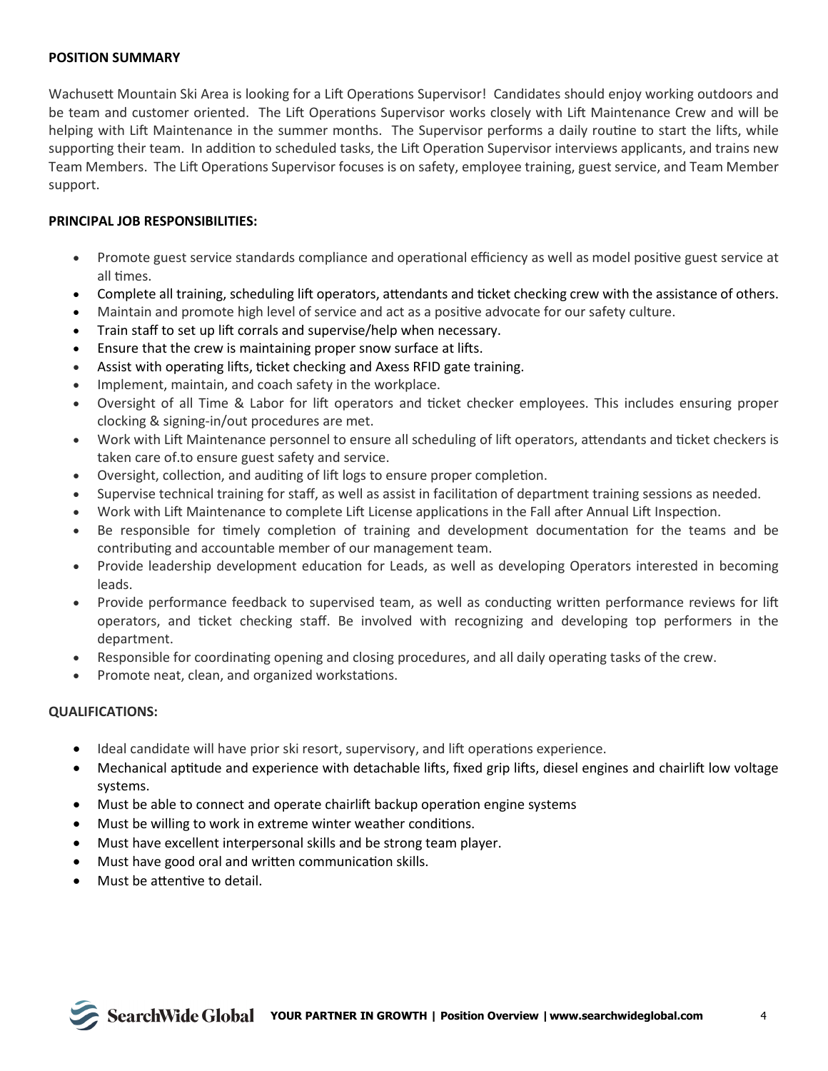**POSITION SUMMARY**

Wachusett Mountain Ski Area is looking for a Lift Operations Supervisor! Candidates should enjoy working outdoors and be team and customer oriented. The Lift Operations Supervisor works closely with Lift Maintenance Crew and will be helping with Lift Maintenance in the summer months. The Supervisor performs a daily routine to start the lifts, while supporting their team. In addition to scheduled tasks, the Lift Operation Supervisor interviews applicants, and trains new Team Members. The Lift Operations Supervisor focuses is on safety, employee training, guest service, and Team Member support.

**PRINCIPAL JOB RESPONSIBILITIES:**

- Promote guest service standards compliance and operational efficiency as well as model positive guest service at all times.
- Complete all training, scheduling lift operators, attendants and ticket checking crew with the assistance of others.
- Maintain and promote high level of service and act as a positive advocate for our safety culture.
- Train staff to set up lift corrals and supervise/help when necessary.
- Ensure that the crew is maintaining proper snow surface at lifts.
- Assist with operating lifts, ticket checking and Axess RFID gate training.
- Implement, maintain, and coach safety in the workplace.
- Oversight of all Time & Labor for lift operators and ticket checker employees. This includes ensuring proper clocking & signing-in/out procedures are met.
- Work with Lift Maintenance personnel to ensure all scheduling of lift operators, attendants and ticket checkers is taken care of.to ensure guest safety and service.
- Oversight, collection, and auditing of lift logs to ensure proper completion.
- Supervise technical training for staff, as well as assist in facilitation of department training sessions as needed.
- Work with Lift Maintenance to complete Lift License applications in the Fall after Annual Lift Inspection.
- Be responsible for timely completion of training and development documentation for the teams and be contributing and accountable member of our management team.
- Provide leadership development education for Leads, as well as developing Operators interested in becoming leads.
- Provide performance feedback to supervised team, as well as conducting written performance reviews for lift operators, and ticket checking staff. Be involved with recognizing and developing top performers in the department.
- Responsible for coordinating opening and closing procedures, and all daily operating tasks of the crew.
- Promote neat, clean, and organized workstations.

**QUALIFICATIONS:**

- Ideal candidate will have prior ski resort, supervisory, and lift operations experience.
- Mechanical aptitude and experience with detachable lifts, fixed grip lifts, diesel engines and chairlift low voltage systems.
- Must be able to connect and operate chairlift backup operation engine systems
- Must be willing to work in extreme winter weather conditions.
- Must have excellent interpersonal skills and be strong team player.
- Must have good oral and written communication skills.
- Must be attentive to detail.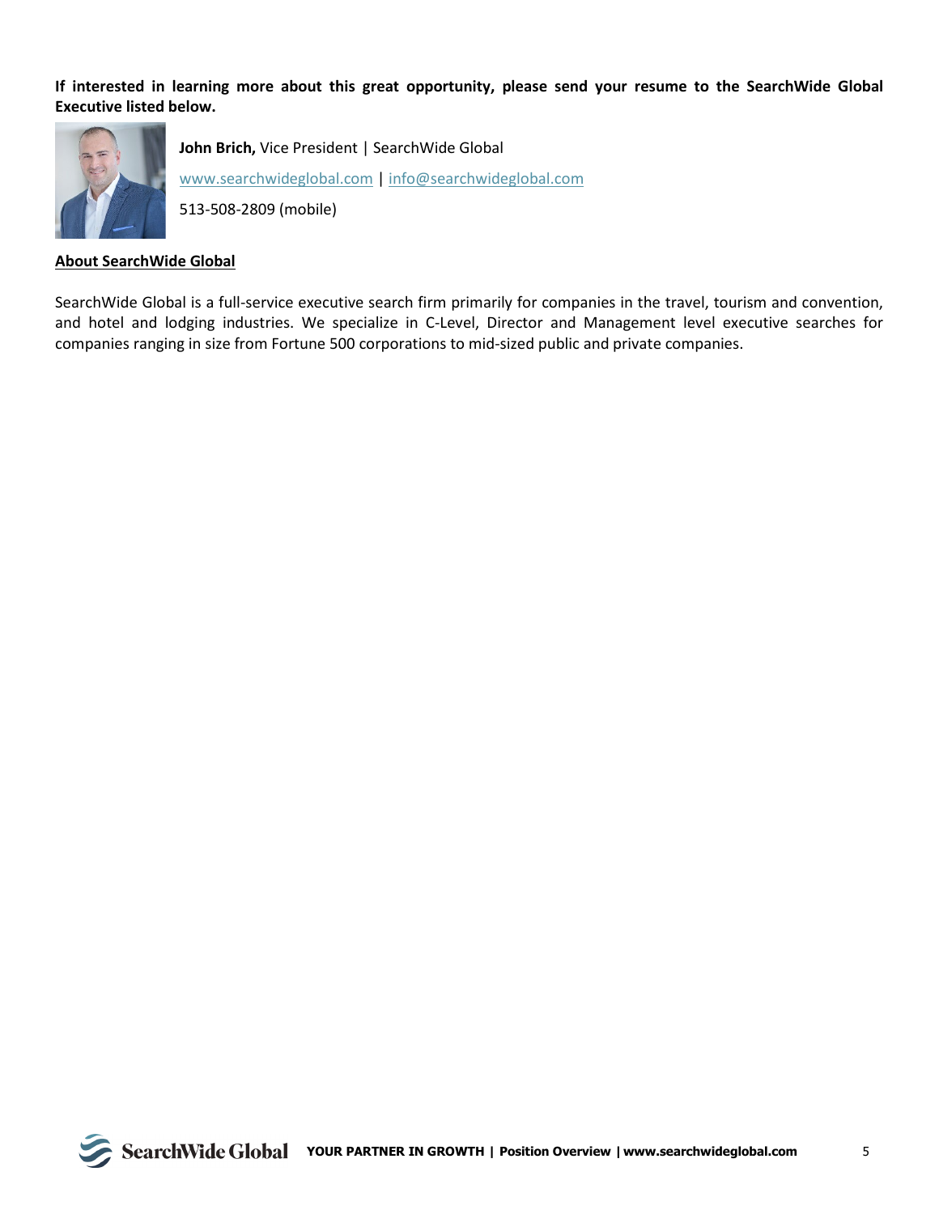**If interested in learning more about this great opportunity, please send your resume to the SearchWide Global Executive listed below.**

**John Brich,** Vice President | SearchWide Global

www.searchwideglobal.com | info@searchwideglobal.com

513-508-2809 (mobile)

**About SearchWide Global**

SearchWide Global is a full-service executive search firm primarily for companies in the travel, tourism and convention, and hotel and lodging industries. We specialize in C-Level, Director and Management level executive searches for companies ranging in size from Fortune 500 corporations to mid-sized public and private companies.